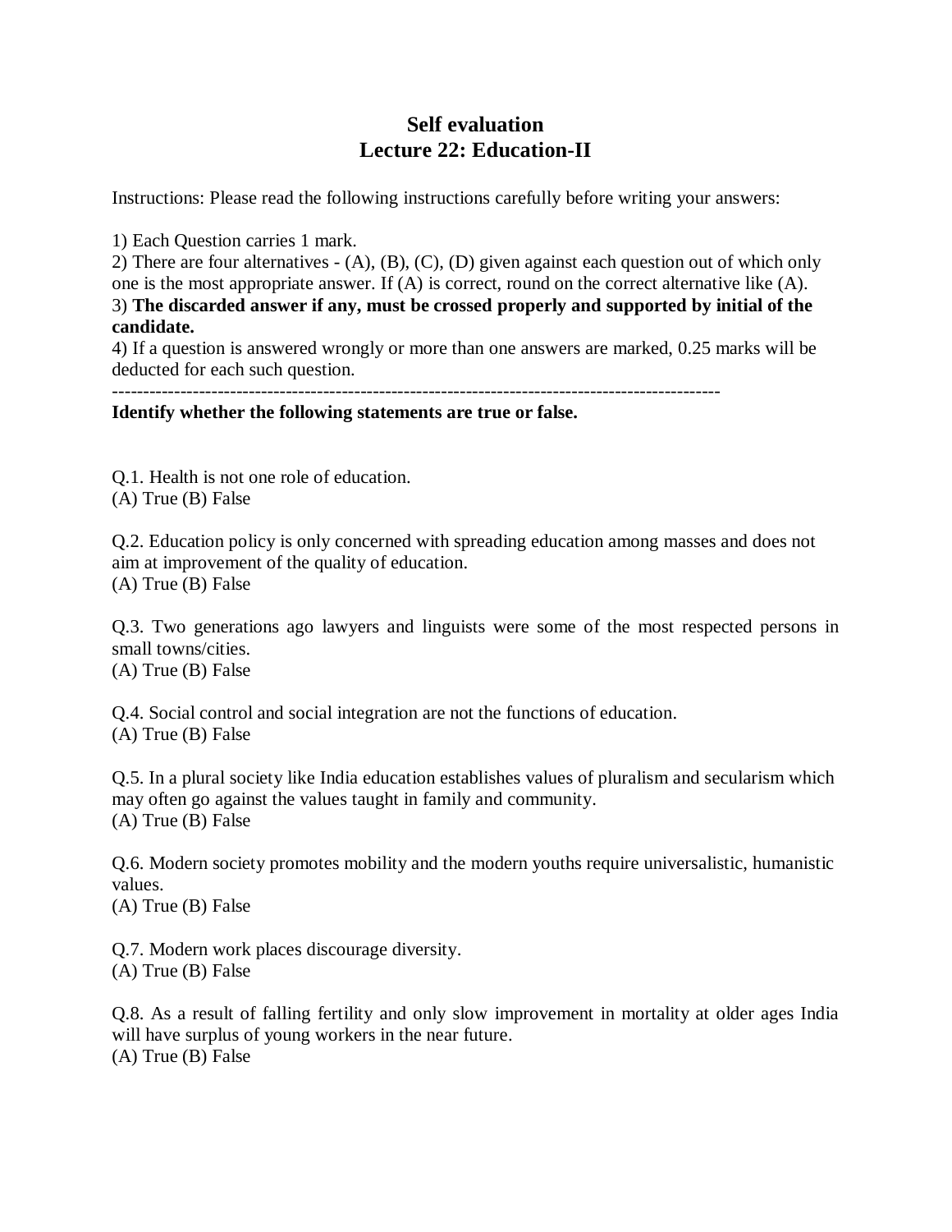# Self evaluation
# Lecture 22: Education-II

Instructions: Please read the following instructions carefully before writing your answers:

1) Each Question carries 1 mark.
2) There are four alternatives - (A), (B), (C), (D) given against each question out of which only one is the most appropriate answer. If (A) is correct, round on the correct alternative like (A).
3) **The discarded answer if any, must be crossed properly and supported by initial of the candidate.**
4) If a question is answered wrongly or more than one answers are marked, 0.25 marks will be deducted for each such question.

---

**Identify whether the following statements are true or false.**

Q.1. Health is not one role of education.
(A) True (B) False

Q.2. Education policy is only concerned with spreading education among masses and does not aim at improvement of the quality of education.
(A) True (B) False

Q.3. Two generations ago lawyers and linguists were some of the most respected persons in small towns/cities.
(A) True (B) False

Q.4. Social control and social integration are not the functions of education.
(A) True (B) False

Q.5. In a plural society like India education establishes values of pluralism and secularism which may often go against the values taught in family and community.
(A) True (B) False

Q.6. Modern society promotes mobility and the modern youths require universalistic, humanistic values.
(A) True (B) False

Q.7. Modern work places discourage diversity.
(A) True (B) False

Q.8. As a result of falling fertility and only slow improvement in mortality at older ages India will have surplus of young workers in the near future.
(A) True (B) False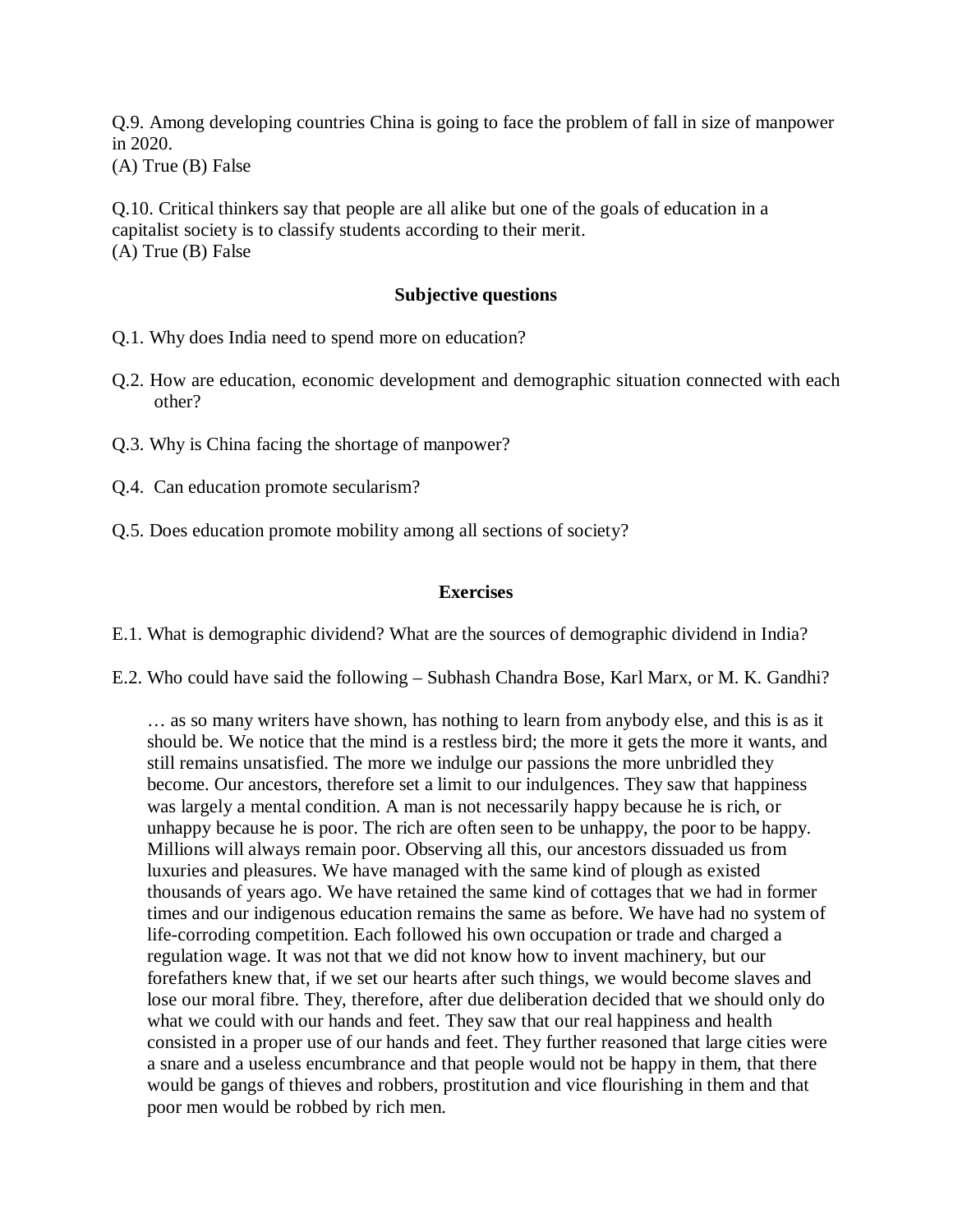Q.9. Among developing countries China is going to face the problem of fall in size of manpower in 2020.
(A) True (B) False

Q.10. Critical thinkers say that people are all alike but one of the goals of education in a capitalist society is to classify students according to their merit.
(A) True (B) False

### Subjective questions

Q.1. Why does India need to spend more on education?

Q.2. How are education, economic development and demographic situation connected with each other?

Q.3. Why is China facing the shortage of manpower?

Q.4. Can education promote secularism?

Q.5. Does education promote mobility among all sections of society?

### Exercises

E.1. What is demographic dividend? What are the sources of demographic dividend in India?

E.2. Who could have said the following – Subhash Chandra Bose, Karl Marx, or M. K. Gandhi?

> … as so many writers have shown, has nothing to learn from anybody else, and this is as it should be. We notice that the mind is a restless bird; the more it gets the more it wants, and still remains unsatisfied. The more we indulge our passions the more unbridled they become. Our ancestors, therefore set a limit to our indulgences. They saw that happiness was largely a mental condition. A man is not necessarily happy because he is rich, or unhappy because he is poor. The rich are often seen to be unhappy, the poor to be happy. Millions will always remain poor. Observing all this, our ancestors dissuaded us from luxuries and pleasures. We have managed with the same kind of plough as existed thousands of years ago. We have retained the same kind of cottages that we had in former times and our indigenous education remains the same as before. We have had no system of life-corroding competition. Each followed his own occupation or trade and charged a regulation wage. It was not that we did not know how to invent machinery, but our forefathers knew that, if we set our hearts after such things, we would become slaves and lose our moral fibre. They, therefore, after due deliberation decided that we should only do what we could with our hands and feet. They saw that our real happiness and health consisted in a proper use of our hands and feet. They further reasoned that large cities were a snare and a useless encumbrance and that people would not be happy in them, that there would be gangs of thieves and robbers, prostitution and vice flourishing in them and that poor men would be robbed by rich men.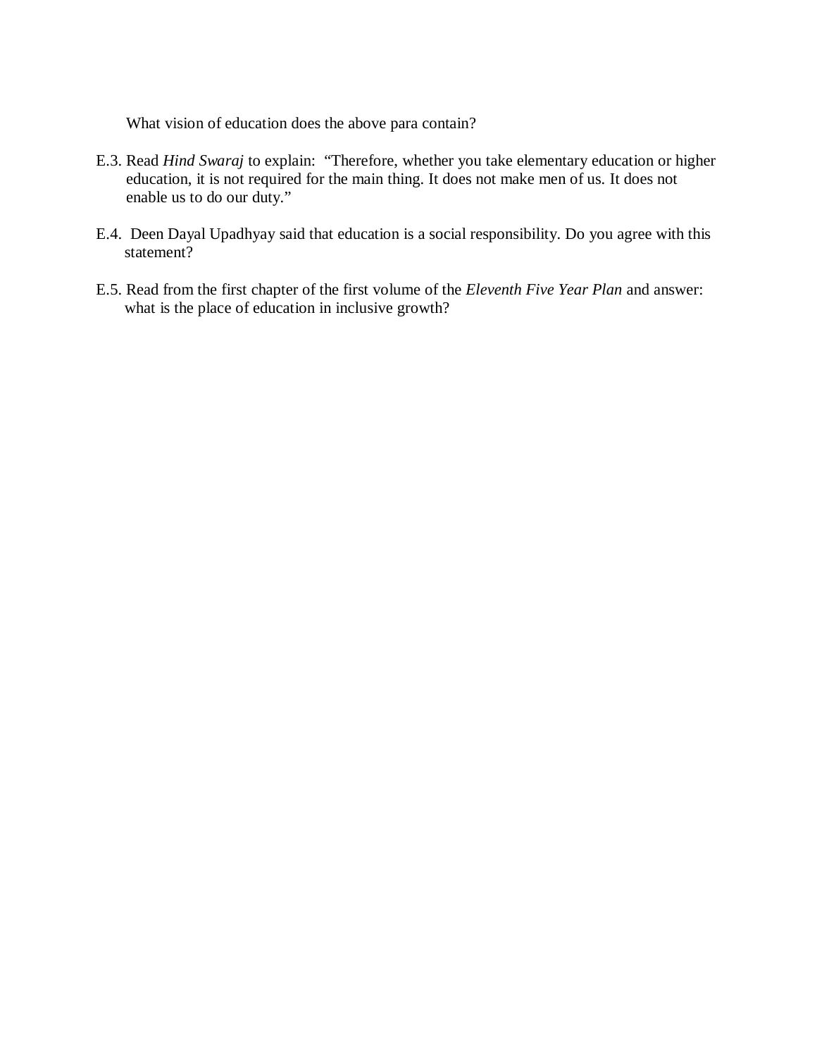What vision of education does the above para contain?

E.3. Read *Hind Swaraj* to explain: "Therefore, whether you take elementary education or higher education, it is not required for the main thing. It does not make men of us. It does not enable us to do our duty."

E.4. Deen Dayal Upadhyay said that education is a social responsibility. Do you agree with this statement?

E.5. Read from the first chapter of the first volume of the *Eleventh Five Year Plan* and answer: what is the place of education in inclusive growth?